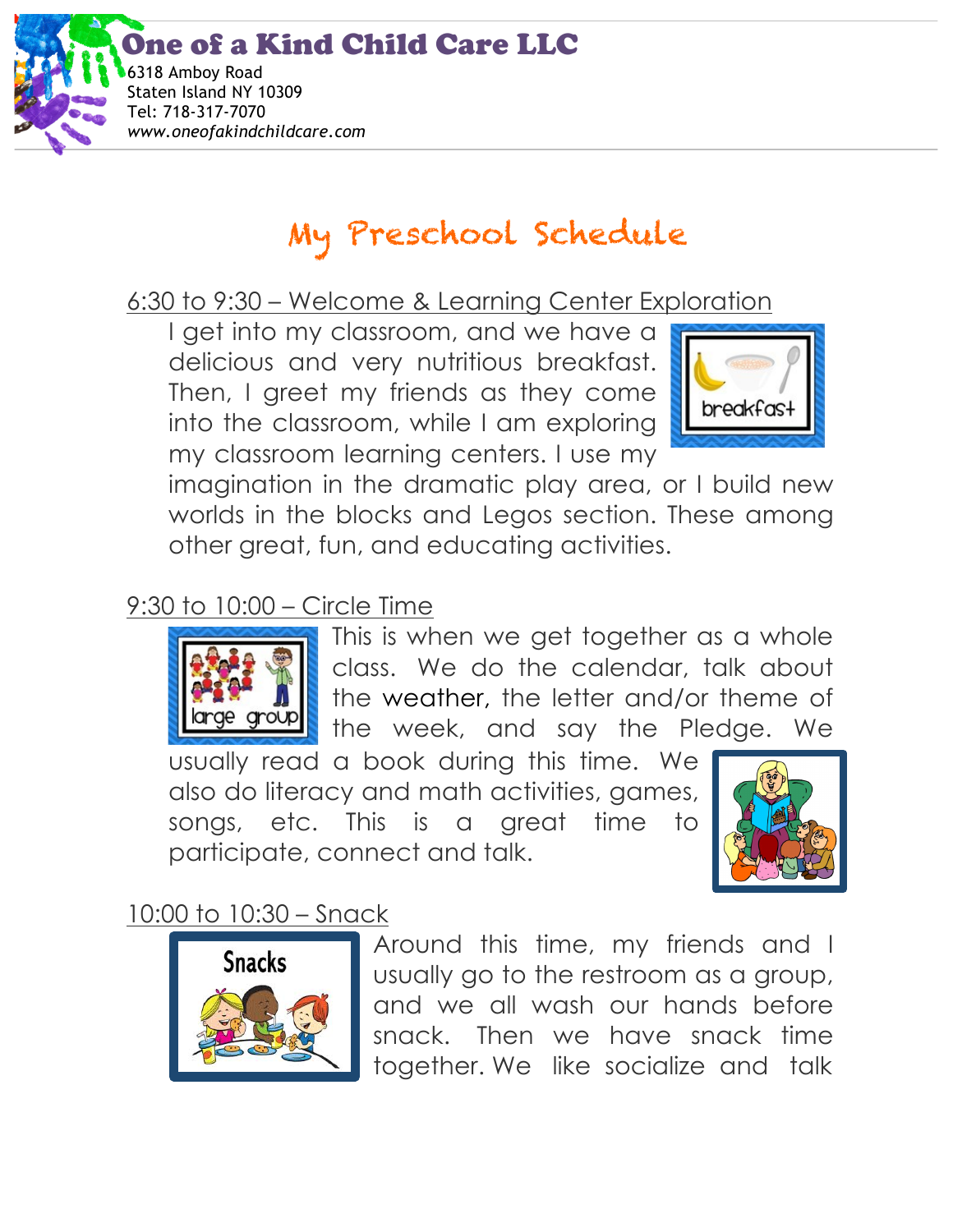# One of a Kind Child Care LLC

6318 Amboy Road
Staten Island NY 10309
Tel: 718-317-7070
*www.oneofakindchildcare.com*

## My Preschool Schedule

### 6:30 to 9:30 – Welcome & Learning Center Exploration

I get into my classroom, and we have a delicious and very nutritious breakfast. Then, I greet my friends as they come into the classroom, while I am exploring my classroom learning centers. I use my imagination in the dramatic play area, or I build new worlds in the blocks and Legos section. These among other great, fun, and educating activities.

### 9:30 to 10:00 – Circle Time

This is when we get together as a whole class. We do the calendar, talk about the weather, the letter and/or theme of the week, and say the Pledge. We usually read a book during this time. We also do literacy and math activities, games, songs, etc. This is a great time to participate, connect and talk.

### 10:00 to 10:30 – Snack

Around this time, my friends and I usually go to the restroom as a group, and we all wash our hands before snack. Then we have snack time together. We like socialize and talk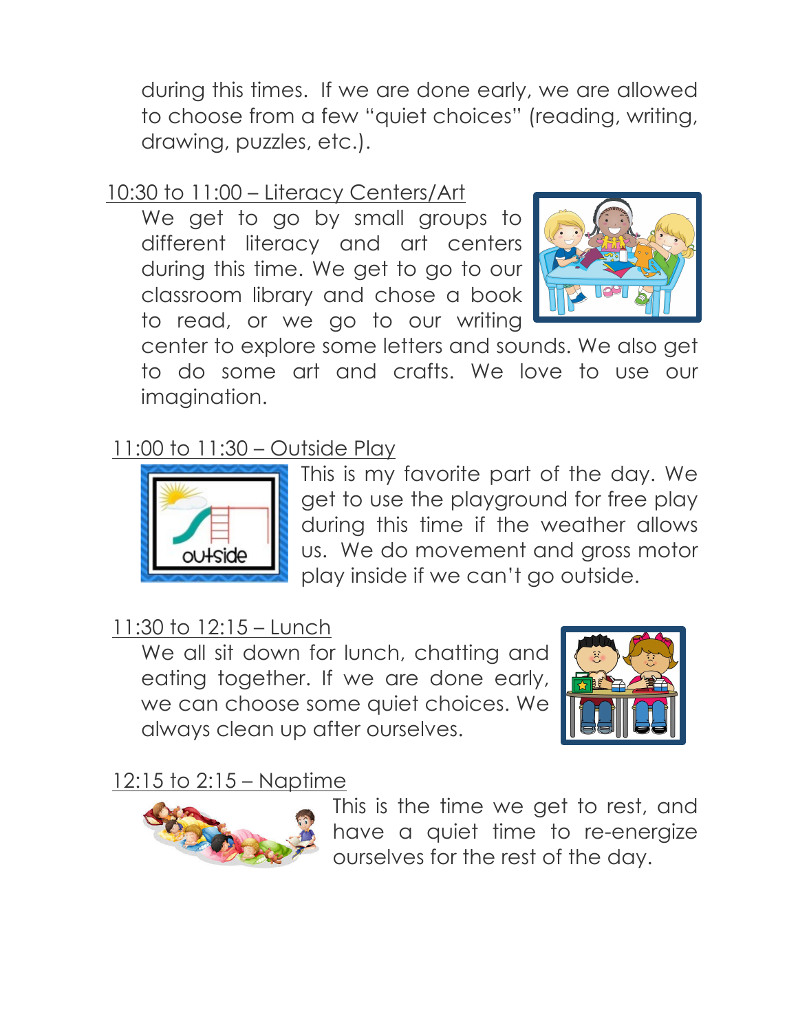during this times. If we are done early, we are allowed to choose from a few "quiet choices" (reading, writing, drawing, puzzles, etc.).

<u>10:30 to 11:00 – Literacy Centers/Art</u>

We get to go by small groups to different literacy and art centers during this time. We get to go to our classroom library and chose a book to read, or we go to our writing center to explore some letters and sounds. We also get to do some art and crafts. We love to use our imagination.

<u>11:00 to 11:30 – Outside Play</u>

This is my favorite part of the day. We get to use the playground for free play during this time if the weather allows us. We do movement and gross motor play inside if we can't go outside.

<u>11:30 to 12:15 – Lunch</u>

We all sit down for lunch, chatting and eating together. If we are done early, we can choose some quiet choices. We always clean up after ourselves.

<u>12:15 to 2:15 – Naptime</u>

This is the time we get to rest, and have a quiet time to re-energize ourselves for the rest of the day.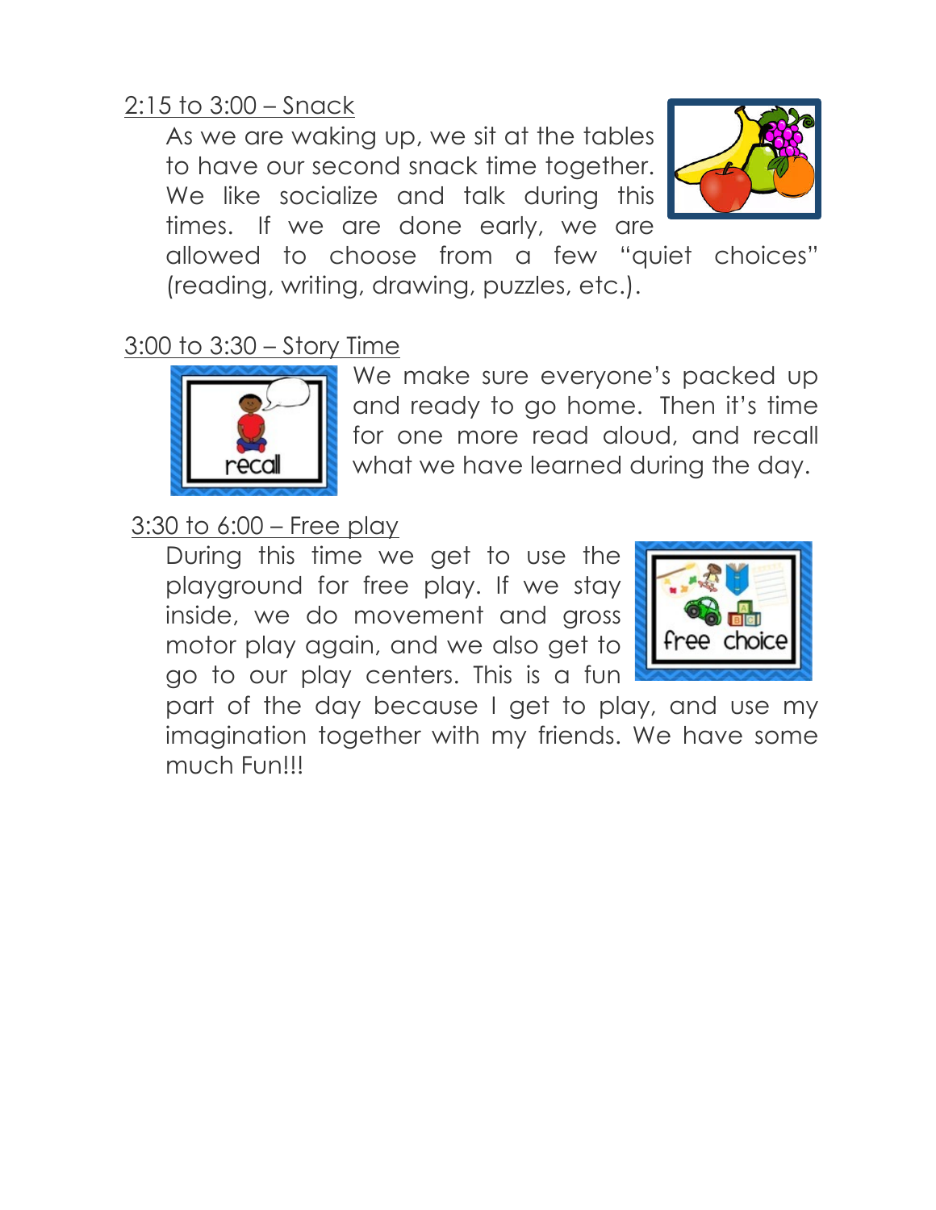<u>2:15 to 3:00 – Snack</u>

As we are waking up, we sit at the tables to have our second snack time together. We like socialize and talk during this times. If we are done early, we are allowed to choose from a few "quiet choices" (reading, writing, drawing, puzzles, etc.).

<u>3:00 to 3:30 – Story Time</u>

We make sure everyone's packed up and ready to go home. Then it's time for one more read aloud, and recall what we have learned during the day.

<u>3:30 to 6:00 – Free play</u>

During this time we get to use the playground for free play. If we stay inside, we do movement and gross motor play again, and we also get to go to our play centers. This is a fun part of the day because I get to play, and use my imagination together with my friends. We have some much Fun!!!